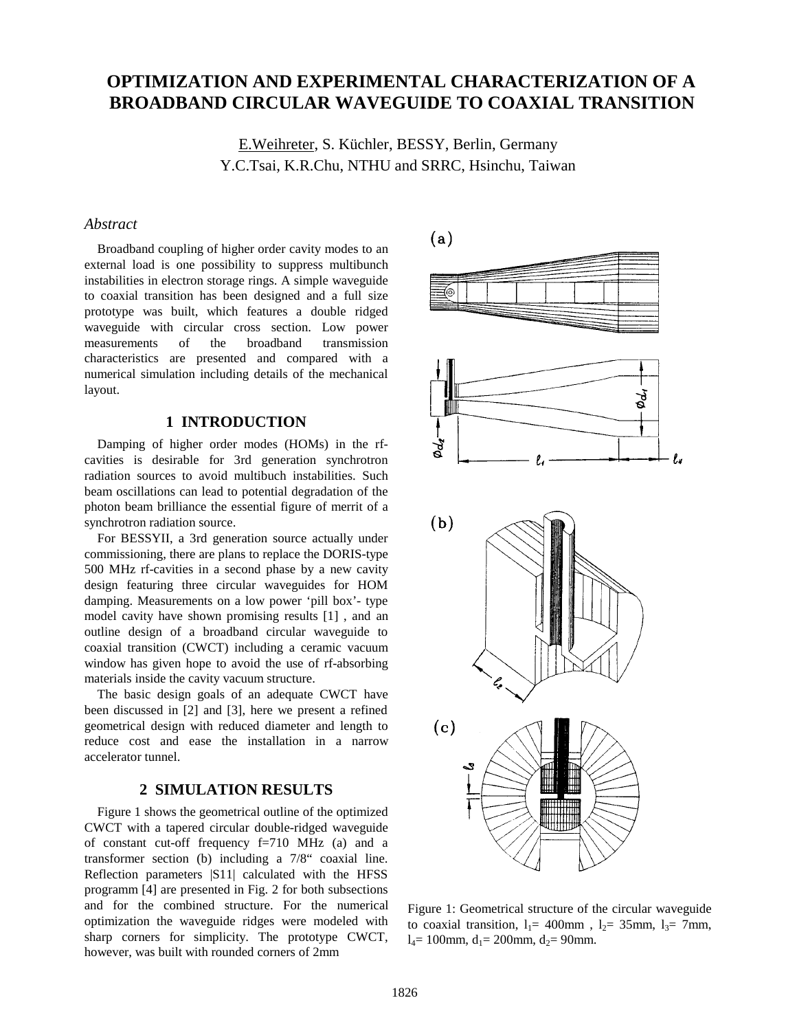# OPTIMIZATION AND EXPERIMENTAL CHARACTERIZATION OF A BROADBAND CIRCULAR WAVEGUIDE TO COAXIAL TRANSITION

E.Weihreter, S. Küchler, BESSY, Berlin, Germany
Y.C.Tsai, K.R.Chu, NTHU and SRRC, Hsinchu, Taiwan

*Abstract*

Broadband coupling of higher order cavity modes to an external load is one possibility to suppress multibunch instabilities in electron storage rings. A simple waveguide to coaxial transition has been designed and a full size prototype was built, which features a double ridged waveguide with circular cross section. Low power measurements of the broadband transmission characteristics are presented and compared with a numerical simulation including details of the mechanical layout.

## 1 INTRODUCTION

Damping of higher order modes (HOMs) in the rf-cavities is desirable for 3rd generation synchrotron radiation sources to avoid multibuch instabilities. Such beam oscillations can lead to potential degradation of the photon beam brilliance the essential figure of merrit of a synchrotron radiation source.

For BESSYII, a 3rd generation source actually under commissioning, there are plans to replace the DORIS-type 500 MHz rf-cavities in a second phase by a new cavity design featuring three circular waveguides for HOM damping. Measurements on a low power 'pill box'- type model cavity have shown promising results [1] , and an outline design of a broadband circular waveguide to coaxial transition (CWCT) including a ceramic vacuum window has given hope to avoid the use of rf-absorbing materials inside the cavity vacuum structure.

The basic design goals of an adequate CWCT have been discussed in [2] and [3], here we present a refined geometrical design with reduced diameter and length to reduce cost and ease the installation in a narrow accelerator tunnel.

## 2 SIMULATION RESULTS

Figure 1 shows the geometrical outline of the optimized CWCT with a tapered circular double-ridged waveguide of constant cut-off frequency f=710 MHz (a) and a transformer section (b) including a 7/8" coaxial line. Reflection parameters |S11| calculated with the HFSS programm [4] are presented in Fig. 2 for both subsections and for the combined structure. For the numerical optimization the waveguide ridges were modeled with sharp corners for simplicity. The prototype CWCT, however, was built with rounded corners of 2mm

Figure 1: Geometrical structure of the circular waveguide to coaxial transition, $l_1$= 400mm , $l_2$= 35mm, $l_3$= 7mm, $l_4$= 100mm, $d_1$= 200mm, $d_2$= 90mm.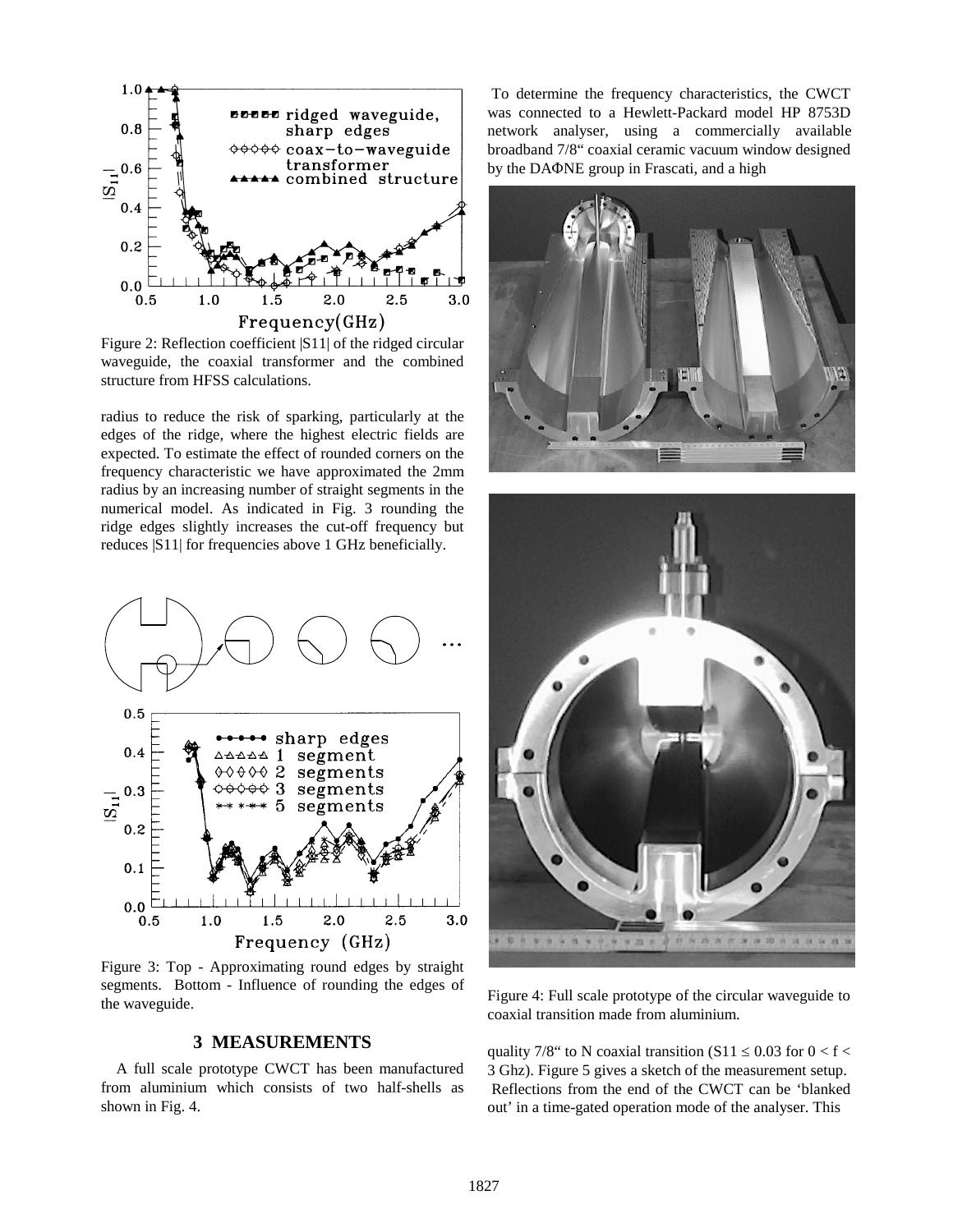Figure 2: Reflection coefficient |S11| of the ridged circular waveguide, the coaxial transformer and the combined structure from HFSS calculations.

radius to reduce the risk of sparking, particularly at the edges of the ridge, where the highest electric fields are expected. To estimate the effect of rounded corners on the frequency characteristic we have approximated the 2mm radius by an increasing number of straight segments in the numerical model. As indicated in Fig. 3 rounding the ridge edges slightly increases the cut-off frequency but reduces |S11| for frequencies above 1 GHz beneficially.

Figure 3: Top - Approximating round edges by straight segments. Bottom - Influence of rounding the edges of the waveguide.

## 3 MEASUREMENTS

A full scale prototype CWCT has been manufactured from aluminium which consists of two half-shells as shown in Fig. 4.

To determine the frequency characteristics, the CWCT was connected to a Hewlett-Packard model HP 8753D network analyser, using a commercially available broadband 7/8“ coaxial ceramic vacuum window designed by the DAΦNE group in Frascati, and a high quality 7/8“ to N coaxial transition ($S11 \leq 0.03$ for $0 < f < 3$ Ghz). Figure 5 gives a sketch of the measurement setup. Reflections from the end of the CWCT can be ‘blanked out’ in a time-gated operation mode of the analyser. This

Figure 4: Full scale prototype of the circular waveguide to coaxial transition made from aluminium.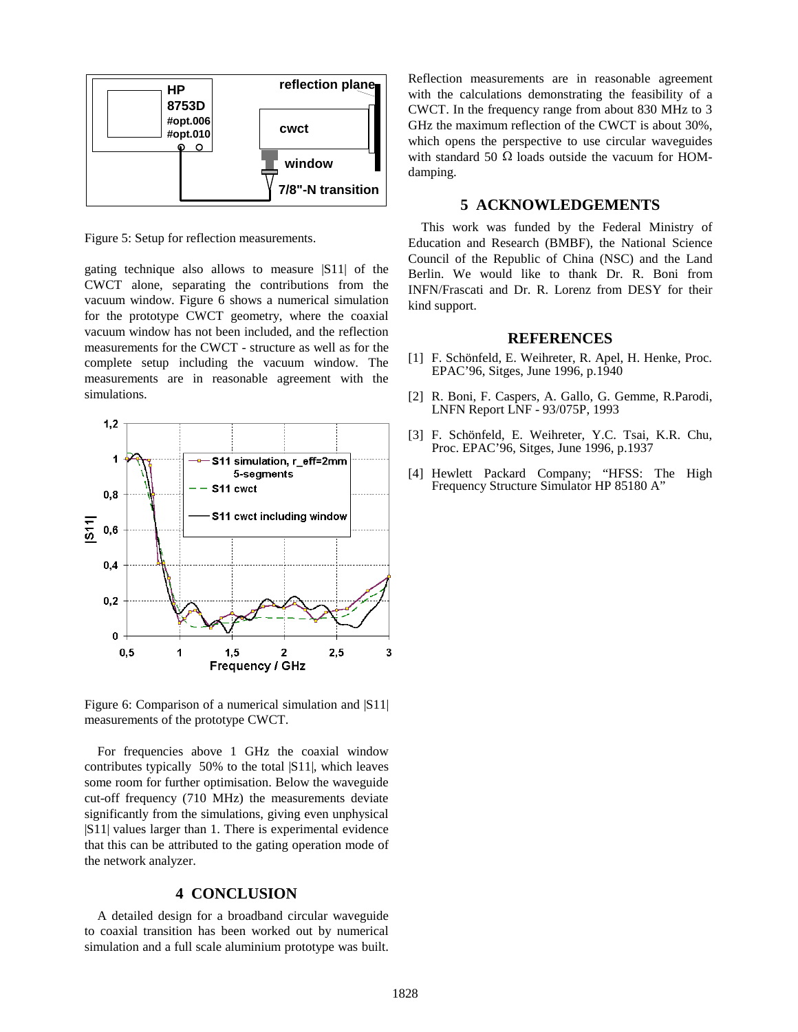HP
8753D
#opt.006
#opt.010

reflection plane

cwct

window

7/8"-N transition

Figure 5: Setup for reflection measurements.

gating technique also allows to measure |S11| of the CWCT alone, separating the contributions from the vacuum window. Figure 6 shows a numerical simulation for the prototype CWCT geometry, where the coaxial vacuum window has not been included, and the reflection measurements for the CWCT - structure as well as for the complete setup including the vacuum window. The measurements are in reasonable agreement with the simulations.

|S11|

1,2
1
0,8
0,6
0,4
0,2
0

0,5
1
1,5
2
2,5
3

Frequency / GHz

S11 simulation, r_eff=2mm 5-segments
S11 cwct
S11 cwct including window

Figure 6: Comparison of a numerical simulation and |S11| measurements of the prototype CWCT.

For frequencies above 1 GHz the coaxial window contributes typically 50% to the total |S11|, which leaves some room for further optimisation. Below the waveguide cut-off frequency (710 MHz) the measurements deviate significantly from the simulations, giving even unphysical |S11| values larger than 1. There is experimental evidence that this can be attributed to the gating operation mode of the network analyzer.

## 4 CONCLUSION

A detailed design for a broadband circular waveguide to coaxial transition has been worked out by numerical simulation and a full scale aluminium prototype was built. Reflection measurements are in reasonable agreement with the calculations demonstrating the feasibility of a CWCT. In the frequency range from about 830 MHz to 3 GHz the maximum reflection of the CWCT is about 30%, which opens the perspective to use circular waveguides with standard 50 Ω loads outside the vacuum for HOM-damping.

## 5 ACKNOWLEDGEMENTS

This work was funded by the Federal Ministry of Education and Research (BMBF), the National Science Council of the Republic of China (NSC) and the Land Berlin. We would like to thank Dr. R. Boni from INFN/Frascati and Dr. R. Lorenz from DESY for their kind support.

## REFERENCES

[1] F. Schönfeld, E. Weihreter, R. Apel, H. Henke, Proc. EPAC'96, Sitges, June 1996, p.1940

[2] R. Boni, F. Caspers, A. Gallo, G. Gemme, R.Parodi, LNFN Report LNF - 93/075P, 1993

[3] F. Schönfeld, E. Weihreter, Y.C. Tsai, K.R. Chu, Proc. EPAC'96, Sitges, June 1996, p.1937

[4] Hewlett Packard Company; "HFSS: The High Frequency Structure Simulator HP 85180 A"